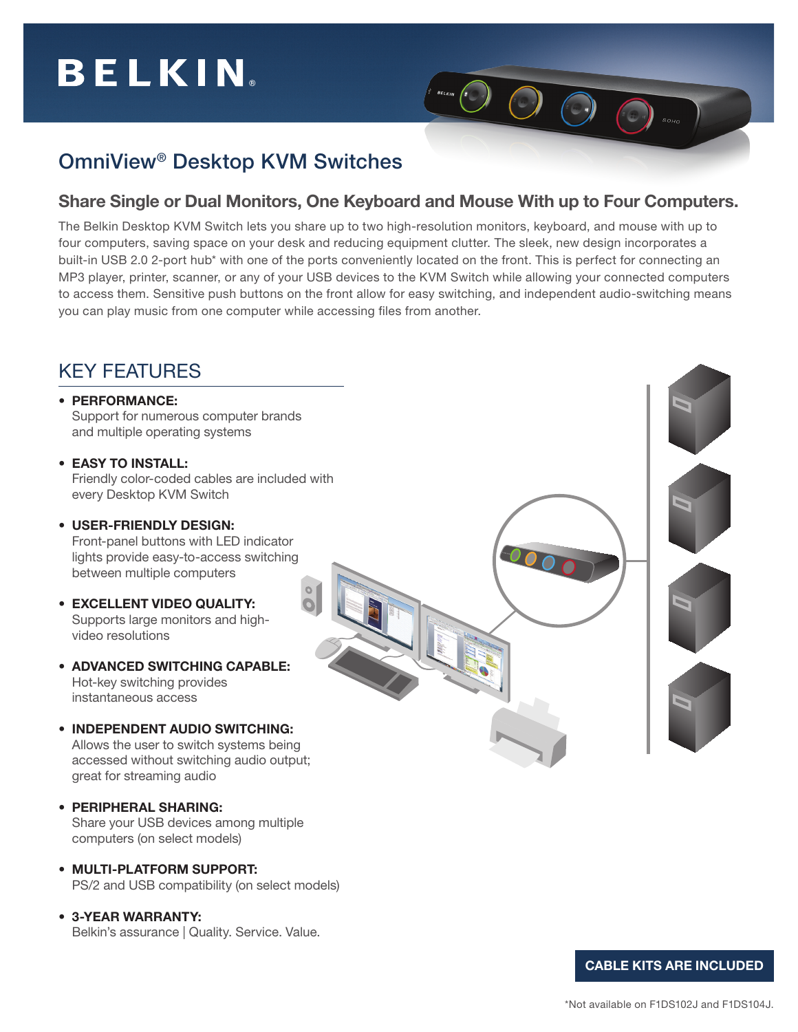BELKIN

# OmniView® Desktop KVM Switches

## Share Single or Dual Monitors, One Keyboard and Mouse With up to Four Computers.

The Belkin Desktop KVM Switch lets you share up to two high-resolution monitors, keyboard, and mouse with up to four computers, saving space on your desk and reducing equipment clutter. The sleek, new design incorporates a built-in USB 2.0 2-port hub* with one of the ports conveniently located on the front. This is perfect for connecting an MP3 player, printer, scanner, or any of your USB devices to the KVM Switch while allowing your connected computers to access them. Sensitive push buttons on the front allow for easy switching, and independent audio-switching means you can play music from one computer while accessing files from another.

## KEY FEATURES

- **PERFORMANCE:**
  Support for numerous computer brands and multiple operating systems
- **EASY TO INSTALL:**
  Friendly color-coded cables are included with every Desktop KVM Switch
- **USER-FRIENDLY DESIGN:**
  Front-panel buttons with LED indicator lights provide easy-to-access switching between multiple computers
- **EXCELLENT VIDEO QUALITY:**
  Supports large monitors and high-video resolutions
- **ADVANCED SWITCHING CAPABLE:**
  Hot-key switching provides instantaneous access
- **INDEPENDENT AUDIO SWITCHING:**
  Allows the user to switch systems being accessed without switching audio output; great for streaming audio
- **PERIPHERAL SHARING:**
  Share your USB devices among multiple computers (on select models)
- **MULTI-PLATFORM SUPPORT:**
  PS/2 and USB compatibility (on select models)
- **3-YEAR WARRANTY:**
  Belkin's assurance | Quality. Service. Value.

**CABLE KITS ARE INCLUDED**

*Not available on F1DS102J and F1DS104J.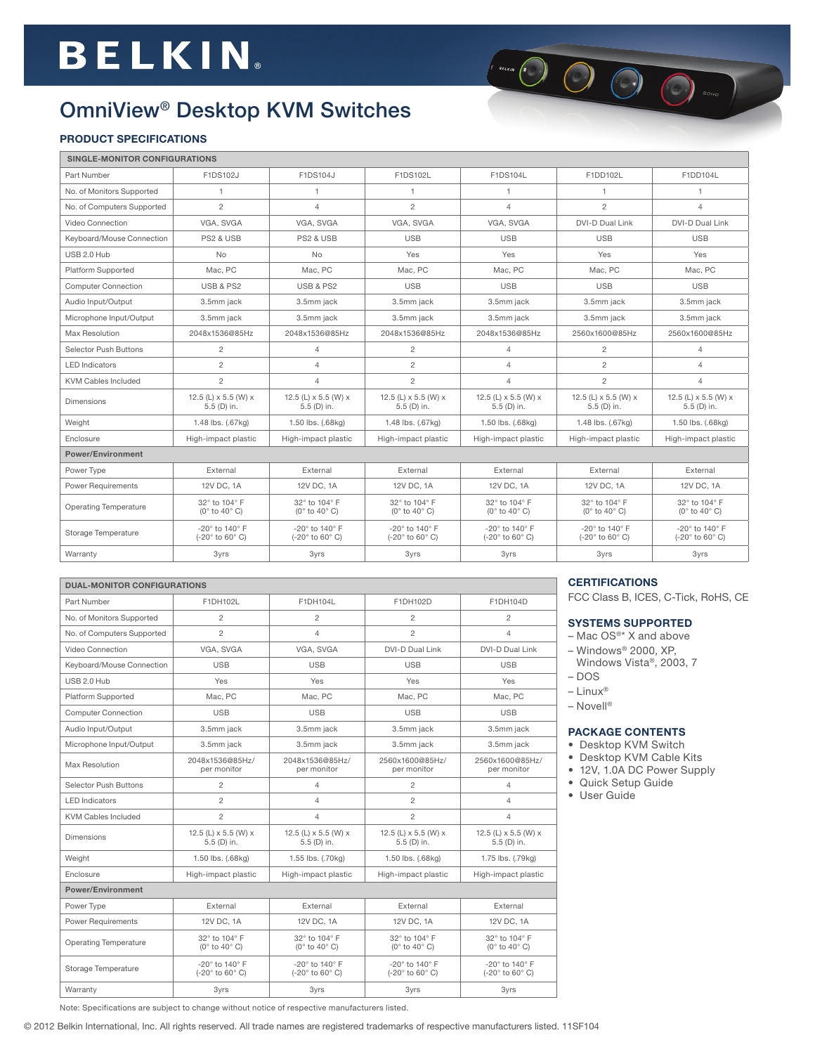# BELKIN

## OmniView® Desktop KVM Switches

### PRODUCT SPECIFICATIONS

| SINGLE-MONITOR CONFIGURATIONS | | | | | | |
|---|---|---|---|---|---|---|
| Part Number | F1DS102J | F1DS104J | F1DS102L | F1DS104L | F1DD102L | F1DD104L |
| No. of Monitors Supported | 1 | 1 | 1 | 1 | 1 | 1 |
| No. of Computers Supported | 2 | 4 | 2 | 4 | 2 | 4 |
| Video Connection | VGA, SVGA | VGA, SVGA | VGA, SVGA | VGA, SVGA | DVI-D Dual Link | DVI-D Dual Link |
| Keyboard/Mouse Connection | PS2 & USB | PS2 & USB | USB | USB | USB | USB |
| USB 2.0 Hub | No | No | Yes | Yes | Yes | Yes |
| Platform Supported | Mac, PC | Mac, PC | Mac, PC | Mac, PC | Mac, PC | Mac, PC |
| Computer Connection | USB & PS2 | USB & PS2 | USB | USB | USB | USB |
| Audio Input/Output | 3.5mm jack | 3.5mm jack | 3.5mm jack | 3.5mm jack | 3.5mm jack | 3.5mm jack |
| Microphone Input/Output | 3.5mm jack | 3.5mm jack | 3.5mm jack | 3.5mm jack | 3.5mm jack | 3.5mm jack |
| Max Resolution | 2048x1536@85Hz | 2048x1536@85Hz | 2048x1536@85Hz | 2048x1536@85Hz | 2560x1600@85Hz | 2560x1600@85Hz |
| Selector Push Buttons | 2 | 4 | 2 | 4 | 2 | 4 |
| LED Indicators | 2 | 4 | 2 | 4 | 2 | 4 |
| KVM Cables Included | 2 | 4 | 2 | 4 | 2 | 4 |
| Dimensions | 12.5 (L) x 5.5 (W) x 5.5 (D) in. | 12.5 (L) x 5.5 (W) x 5.5 (D) in. | 12.5 (L) x 5.5 (W) x 5.5 (D) in. | 12.5 (L) x 5.5 (W) x 5.5 (D) in. | 12.5 (L) x 5.5 (W) x 5.5 (D) in. | 12.5 (L) x 5.5 (W) x 5.5 (D) in. |
| Weight | 1.48 lbs. (.67kg) | 1.50 lbs. (.68kg) | 1.48 lbs. (.67kg) | 1.50 lbs. (.68kg) | 1.48 lbs. (.67kg) | 1.50 lbs. (.68kg) |
| Enclosure | High-impact plastic | High-impact plastic | High-impact plastic | High-impact plastic | High-impact plastic | High-impact plastic |
| **Power/Environment** | | | | | | |
| Power Type | External | External | External | External | External | External |
| Power Requirements | 12V DC, 1A | 12V DC, 1A | 12V DC, 1A | 12V DC, 1A | 12V DC, 1A | 12V DC, 1A |
| Operating Temperature | 32° to 104° F (0° to 40° C) | 32° to 104° F (0° to 40° C) | 32° to 104° F (0° to 40° C) | 32° to 104° F (0° to 40° C) | 32° to 104° F (0° to 40° C) | 32° to 104° F (0° to 40° C) |
| Storage Temperature | -20° to 140° F (-20° to 60° C) | -20° to 140° F (-20° to 60° C) | -20° to 140° F (-20° to 60° C) | -20° to 140° F (-20° to 60° C) | -20° to 140° F (-20° to 60° C) | -20° to 140° F (-20° to 60° C) |
| Warranty | 3yrs | 3yrs | 3yrs | 3yrs | 3yrs | 3yrs |

| DUAL-MONITOR CONFIGURATIONS | | | | |
|---|---|---|---|---|
| Part Number | F1DH102L | F1DH104L | F1DH102D | F1DH104D |
| No. of Monitors Supported | 2 | 2 | 2 | 2 |
| No. of Computers Supported | 2 | 4 | 2 | 4 |
| Video Connection | VGA, SVGA | VGA, SVGA | DVI-D Dual Link | DVI-D Dual Link |
| Keyboard/Mouse Connection | USB | USB | USB | USB |
| USB 2.0 Hub | Yes | Yes | Yes | Yes |
| Platform Supported | Mac, PC | Mac, PC | Mac, PC | Mac, PC |
| Computer Connection | USB | USB | USB | USB |
| Audio Input/Output | 3.5mm jack | 3.5mm jack | 3.5mm jack | 3.5mm jack |
| Microphone Input/Output | 3.5mm jack | 3.5mm jack | 3.5mm jack | 3.5mm jack |
| Max Resolution | 2048x1536@85Hz/ per monitor | 2048x1536@85Hz/ per monitor | 2560x1600@85Hz/ per monitor | 2560x1600@85Hz/ per monitor |
| Selector Push Buttons | 2 | 4 | 2 | 4 |
| LED Indicators | 2 | 4 | 2 | 4 |
| KVM Cables Included | 2 | 4 | 2 | 4 |
| Dimensions | 12.5 (L) x 5.5 (W) x 5.5 (D) in. | 12.5 (L) x 5.5 (W) x 5.5 (D) in. | 12.5 (L) x 5.5 (W) x 5.5 (D) in. | 12.5 (L) x 5.5 (W) x 5.5 (D) in. |
| Weight | 1.50 lbs. (.68kg) | 1.55 lbs. (.70kg) | 1.50 lbs. (.68kg) | 1.75 lbs. (.79kg) |
| Enclosure | High-impact plastic | High-impact plastic | High-impact plastic | High-impact plastic |
| **Power/Environment** | | | | |
| Power Type | External | External | External | External |
| Power Requirements | 12V DC, 1A | 12V DC, 1A | 12V DC, 1A | 12V DC, 1A |
| Operating Temperature | 32° to 104° F (0° to 40° C) | 32° to 104° F (0° to 40° C) | 32° to 104° F (0° to 40° C) | 32° to 104° F (0° to 40° C) |
| Storage Temperature | -20° to 140° F (-20° to 60° C) | -20° to 140° F (-20° to 60° C) | -20° to 140° F (-20° to 60° C) | -20° to 140° F (-20° to 60° C) |
| Warranty | 3yrs | 3yrs | 3yrs | 3yrs |

Note: Specifications are subject to change without notice of respective manufacturers listed.

### CERTIFICATIONS

FCC Class B, ICES, C-Tick, RoHS, CE

### SYSTEMS SUPPORTED

- Mac OS®* X and above
- Windows® 2000, XP, Windows Vista®, 2003, 7
- DOS
- Linux®
- Novell®

### PACKAGE CONTENTS

- Desktop KVM Switch
- Desktop KVM Cable Kits
- 12V, 1.0A DC Power Supply
- Quick Setup Guide
- User Guide

© 2012 Belkin International, Inc. All rights reserved. All trade names are registered trademarks of respective manufacturers listed. 11SF104